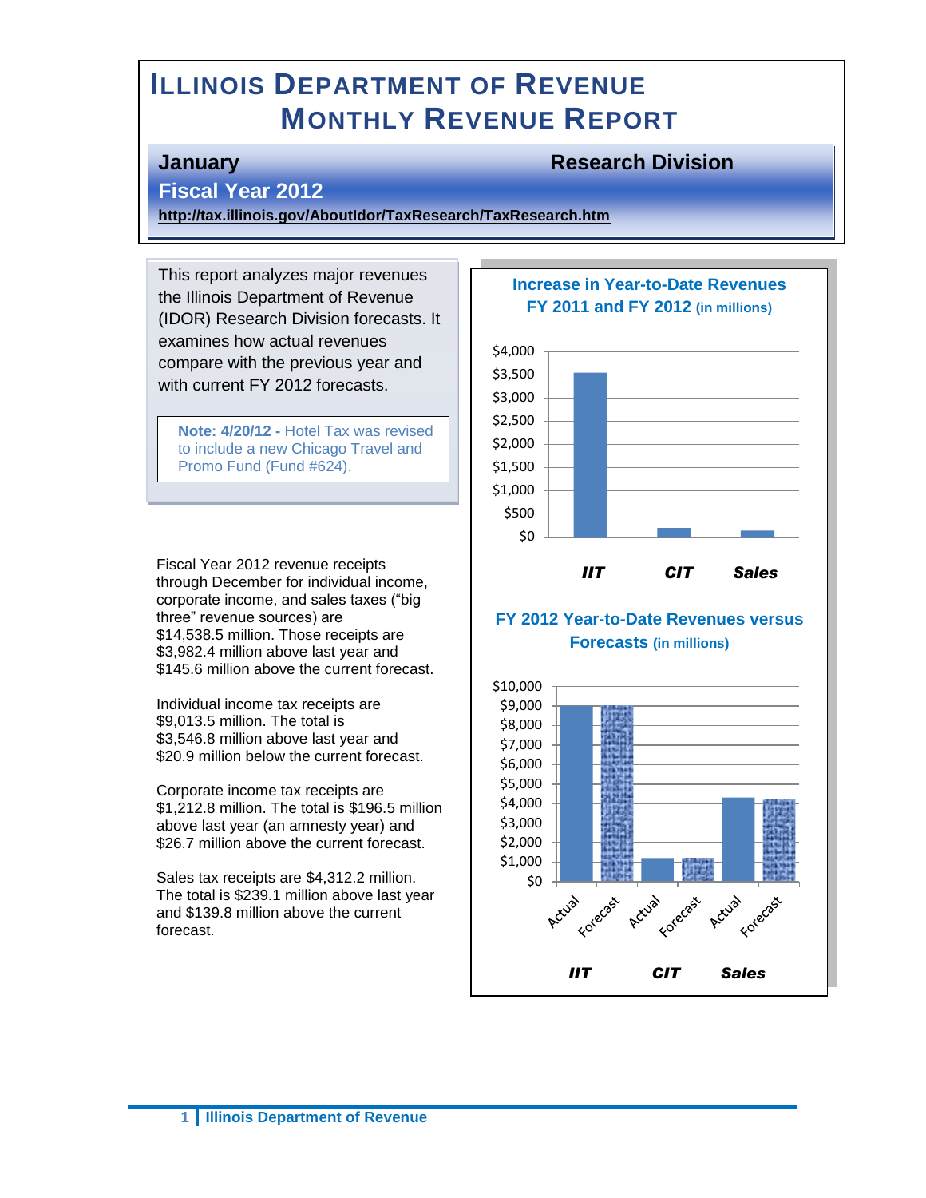# ILLINOIS DEPARTMENT OF REVENUE MONTHLY REVENUE REPORT

**January** | **Research Division**

**Fiscal Year 2012**

**http://tax.illinois.gov/AboutIdor/TaxResearch/TaxResearch.htm**

This report analyzes major revenues the Illinois Department of Revenue (IDOR) Research Division forecasts. It examines how actual revenues compare with the previous year and with current FY 2012 forecasts.

> **Note: 4/20/12 -** Hotel Tax was revised to include a new Chicago Travel and Promo Fund (Fund #624).

Fiscal Year 2012 revenue receipts through December for individual income, corporate income, and sales taxes ("big three" revenue sources) are $14,538.5 million. Those receipts are $3,982.4 million above last year and $145.6 million above the current forecast.

Individual income tax receipts are $9,013.5 million. The total is $3,546.8 million above last year and $20.9 million below the current forecast.

Corporate income tax receipts are $1,212.8 million. The total is $196.5 million above last year (an amnesty year) and $26.7 million above the current forecast.

Sales tax receipts are $4,312.2 million. The total is $239.1 million above last year and $139.8 million above the current forecast.

**Increase in Year-to-Date Revenues FY 2011 and FY 2012 (in millions)**

**FY 2012 Year-to-Date Revenues versus Forecasts (in millions)**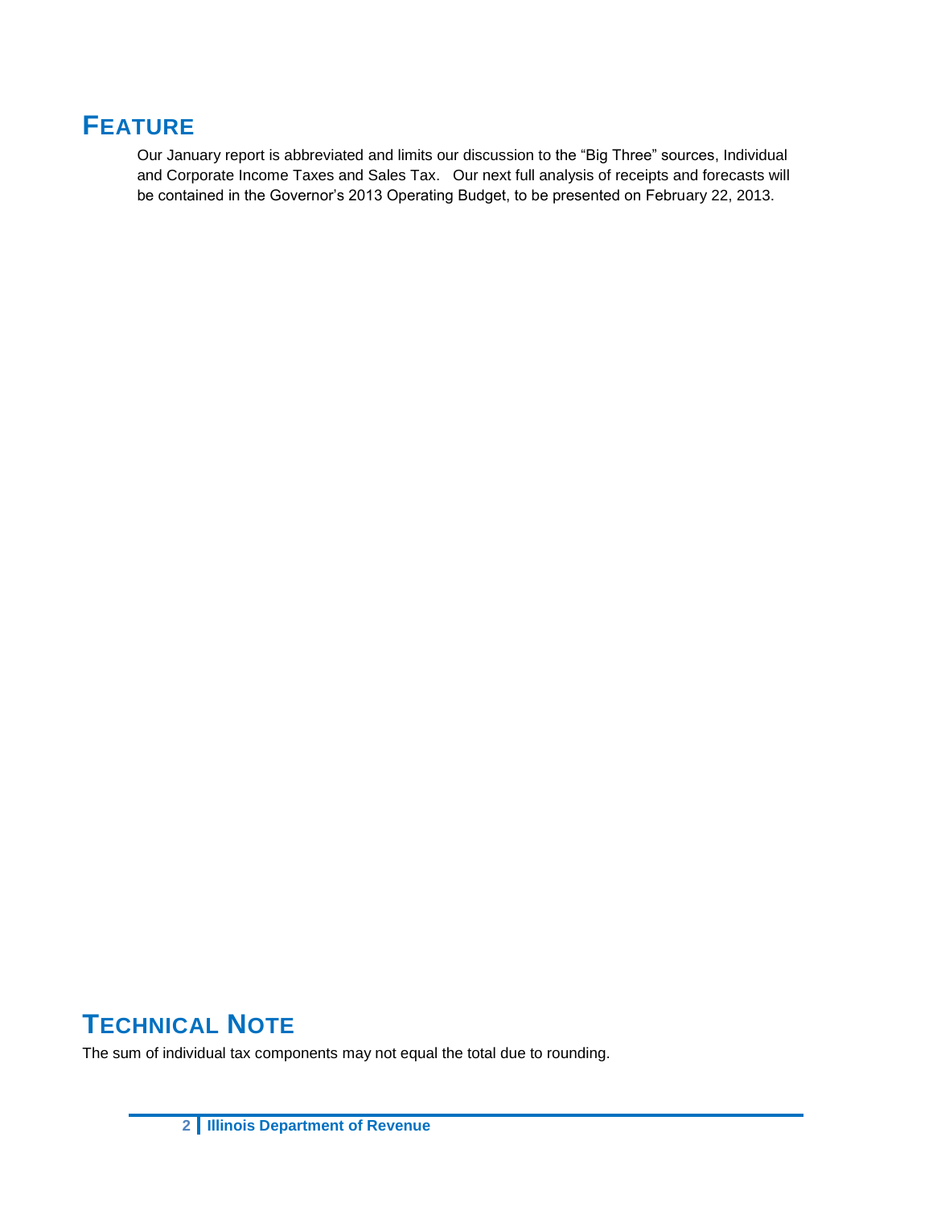## Feature

Our January report is abbreviated and limits our discussion to the "Big Three" sources, Individual and Corporate Income Taxes and Sales Tax. Our next full analysis of receipts and forecasts will be contained in the Governor's 2013 Operating Budget, to be presented on February 22, 2013.

## Technical Note

The sum of individual tax components may not equal the total due to rounding.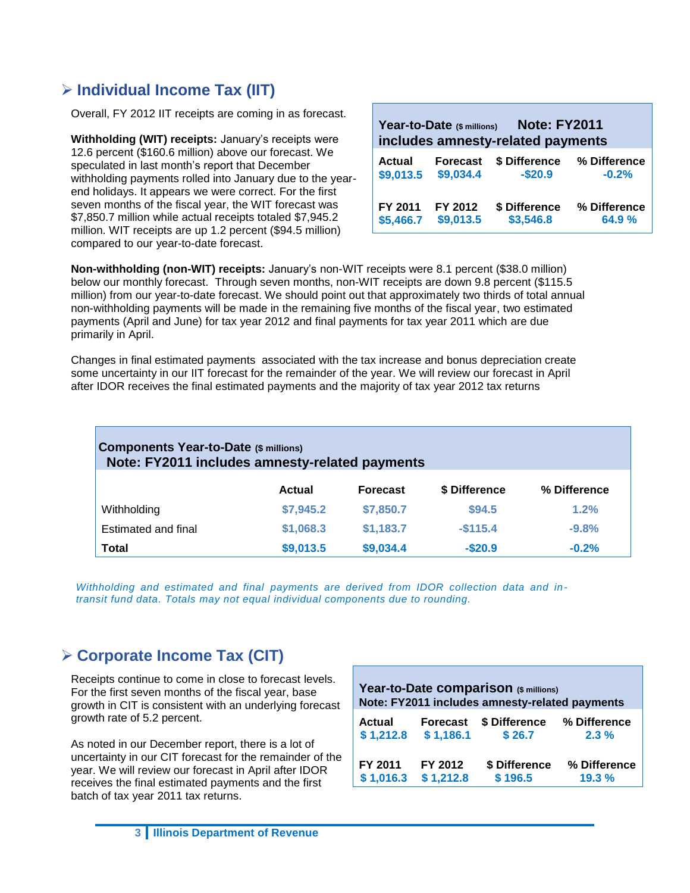## ➢ Individual Income Tax (IIT)

Overall, FY 2012 IIT receipts are coming in as forecast.

**Withholding (WIT) receipts:** January's receipts were 12.6 percent ($160.6 million) above our forecast. We speculated in last month's report that December withholding payments rolled into January due to the year-end holidays. It appears we were correct. For the first seven months of the fiscal year, the WIT forecast was $7,850.7 million while actual receipts totaled $7,945.2 million. WIT receipts are up 1.2 percent ($94.5 million) compared to our year-to-date forecast.

**Year-to-Date** ($ millions) **Note: FY2011 includes amnesty-related payments**

| Actual | Forecast | $ Difference | % Difference |
|---|---|---|---|
| $9,013.5 | $9,034.4 | -$20.9 | -0.2% |
| **FY 2011** | **FY 2012** | **$ Difference** | **% Difference** |
| $5,466.7 | $9,013.5 | $3,546.8 | 64.9 % |

**Non-withholding (non-WIT) receipts:** January's non-WIT receipts were 8.1 percent ($38.0 million) below our monthly forecast. Through seven months, non-WIT receipts are down 9.8 percent ($115.5 million) from our year-to-date forecast. We should point out that approximately two thirds of total annual non-withholding payments will be made in the remaining five months of the fiscal year, two estimated payments (April and June) for tax year 2012 and final payments for tax year 2011 which are due primarily in April.

Changes in final estimated payments associated with the tax increase and bonus depreciation create some uncertainty in our IIT forecast for the remainder of the year. We will review our forecast in April after IDOR receives the final estimated payments and the majority of tax year 2012 tax returns

**Components Year-to-Date** ($ millions)
**Note: FY2011 includes amnesty-related payments**

| | Actual | Forecast | $ Difference | % Difference |
|---|---|---|---|---|
| Withholding | $7,945.2 | $7,850.7 | $94.5 | 1.2% |
| Estimated and final | $1,068.3 | $1,183.7 | -$115.4 | -9.8% |
| **Total** | **$9,013.5** | **$9,034.4** | **-$20.9** | **-0.2%** |

*Withholding and estimated and final payments are derived from IDOR collection data and in-transit fund data. Totals may not equal individual components due to rounding.*

## ➢ Corporate Income Tax (CIT)

Receipts continue to come in close to forecast levels. For the first seven months of the fiscal year, base growth in CIT is consistent with an underlying forecast growth rate of 5.2 percent.

As noted in our December report, there is a lot of uncertainty in our CIT forecast for the remainder of the year. We will review our forecast in April after IDOR receives the final estimated payments and the first batch of tax year 2011 tax returns.

**Year-to-Date comparison** ($ millions)
**Note: FY2011 includes amnesty-related payments**

| Actual | Forecast | $ Difference | % Difference |
|---|---|---|---|
| $ 1,212.8 | $ 1,186.1 | $ 26.7 | 2.3 % |
| **FY 2011** | **FY 2012** | **$ Difference** | **% Difference** |
| $ 1,016.3 | $ 1,212.8 | $ 196.5 | 19.3 % |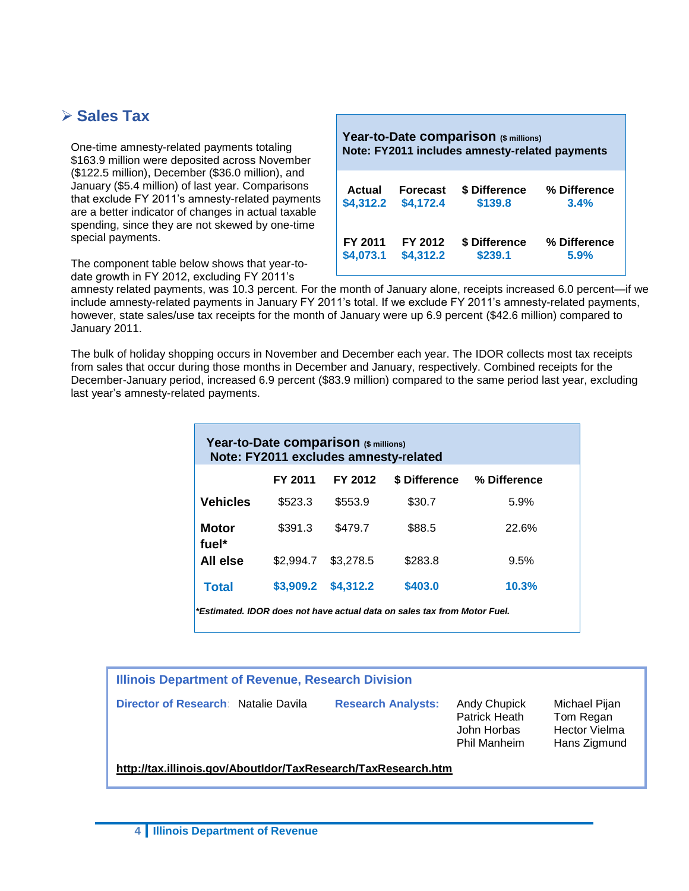## Sales Tax

| Year-to-Date comparison ($ millions) Note: FY2011 includes amnesty-related payments | | | |
|---|---|---|---|
| **Actual** | **Forecast** | **$ Difference** | **% Difference** |
| $4,312.2 | $4,172.4 | $139.8 | 3.4% |
| **FY 2011** | **FY 2012** | **$ Difference** | **% Difference** |
| $4,073.1 | $4,312.2 | $239.1 | 5.9% |

One-time amnesty-related payments totaling $163.9 million were deposited across November ($122.5 million), December ($36.0 million), and January ($5.4 million) of last year. Comparisons that exclude FY 2011's amnesty-related payments are a better indicator of changes in actual taxable spending, since they are not skewed by one-time special payments.

The component table below shows that year-to-date growth in FY 2012, excluding FY 2011's amnesty related payments, was 10.3 percent. For the month of January alone, receipts increased 6.0 percent—if we include amnesty-related payments in January FY 2011's total. If we exclude FY 2011's amnesty-related payments, however, state sales/use tax receipts for the month of January were up 6.9 percent ($42.6 million) compared to January 2011.

The bulk of holiday shopping occurs in November and December each year. The IDOR collects most tax receipts from sales that occur during those months in December and January, respectively. Combined receipts for the December-January period, increased 6.9 percent ($83.9 million) compared to the same period last year, excluding last year's amnesty-related payments.

**Year-to-Date comparison ($ millions)**
**Note: FY2011 excludes amnesty-related**

| | FY 2011 | FY 2012 | $ Difference | % Difference |
|---|---|---|---|---|
| **Vehicles** | $523.3 | $553.9 | $30.7 | 5.9% |
| **Motor fuel*** | $391.3 | $479.7 | $88.5 | 22.6% |
| **All else** | $2,994.7 | $3,278.5 | $283.8 | 9.5% |
| **Total** | **$3,909.2** | **$4,312.2** | **$403.0** | **10.3%** |

***Estimated. IDOR does not have actual data on sales tax from Motor Fuel.***

**Illinois Department of Revenue, Research Division**

**Director of Research:** Natalie Davila

**Research Analysts:** Andy Chupick, Patrick Heath, John Horbas, Phil Manheim, Michael Pijan, Tom Regan, Hector Vielma, Hans Zigmund

http://tax.illinois.gov/AboutIdor/TaxResearch/TaxResearch.htm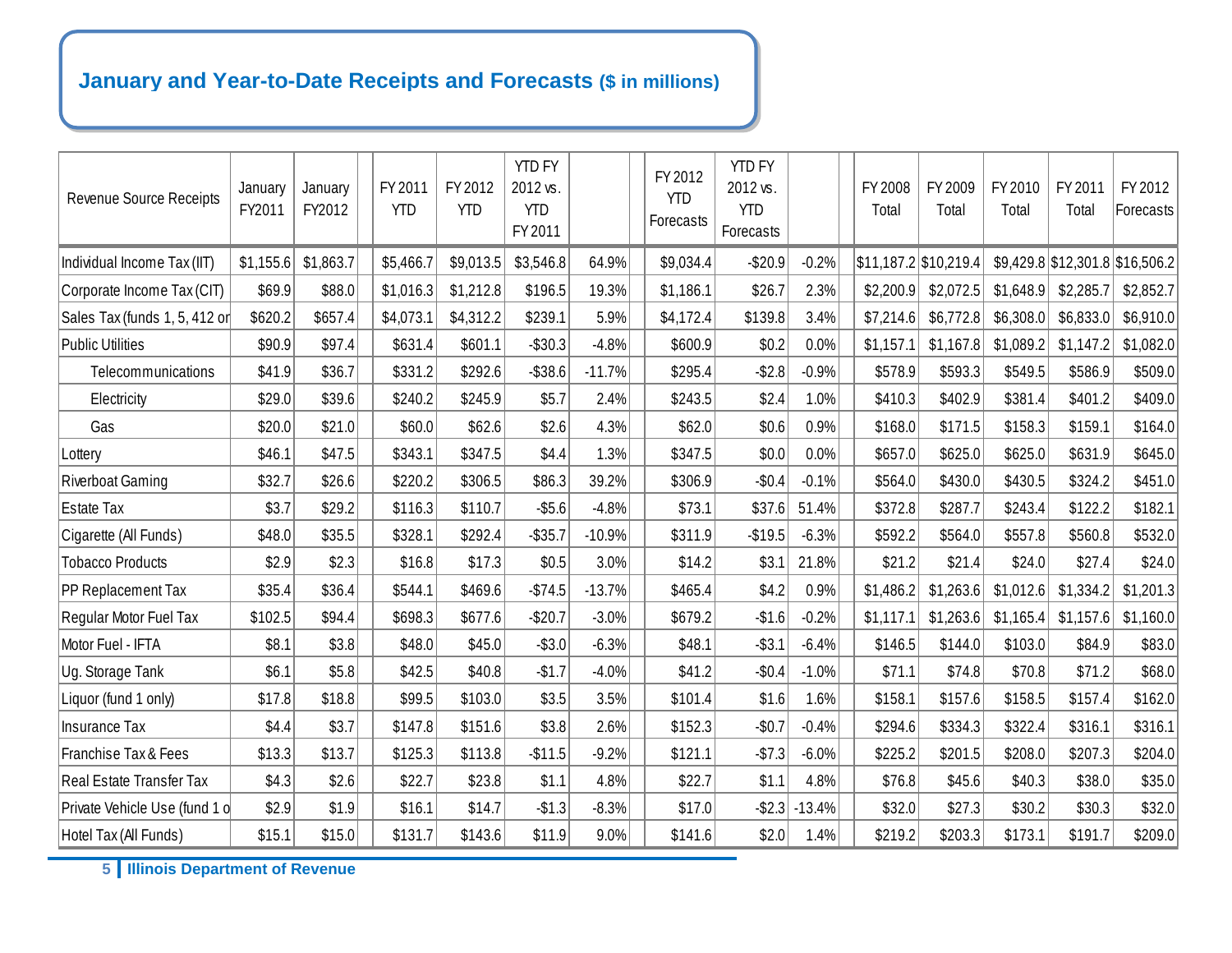## January and Year-to-Date Receipts and Forecasts ($ in millions)

| Revenue Source Receipts | January FY2011 | January FY2012 | FY 2011 YTD | FY 2012 YTD | YTD FY 2012 vs. YTD FY 2011 | | FY 2012 YTD Forecasts | YTD FY 2012 vs. YTD Forecasts | | FY 2008 Total | FY 2009 Total | FY 2010 Total | FY 2011 Total | FY 2012 Forecasts |
|---|---|---|---|---|---|---|---|---|---|---|---|---|---|---|
| Individual Income Tax (IIT) | $1,155.6 | $1,863.7 | $5,466.7 | $9,013.5 | $3,546.8 | 64.9% | $9,034.4 | -$20.9 | -0.2% | $11,187.2 | $10,219.4 | $9,429.8 | $12,301.8 | $16,506.2 |
| Corporate Income Tax (CIT) | $69.9 | $88.0 | $1,016.3 | $1,212.8 | $196.5 | 19.3% | $1,186.1 | $26.7 | 2.3% | $2,200.9 | $2,072.5 | $1,648.9 | $2,285.7 | $2,852.7 |
| Sales Tax (funds 1, 5, 412 or | $620.2 | $657.4 | $4,073.1 | $4,312.2 | $239.1 | 5.9% | $4,172.4 | $139.8 | 3.4% | $7,214.6 | $6,772.8 | $6,308.0 | $6,833.0 | $6,910.0 |
| Public Utilities | $90.9 | $97.4 | $631.4 | $601.1 | -$30.3 | -4.8% | $600.9 | $0.2 | 0.0% | $1,157.1 | $1,167.8 | $1,089.2 | $1,147.2 | $1,082.0 |
| Telecommunications | $41.9 | $36.7 | $331.2 | $292.6 | -$38.6 | -11.7% | $295.4 | -$2.8 | -0.9% | $578.9 | $593.3 | $549.5 | $586.9 | $509.0 |
| Electricity | $29.0 | $39.6 | $240.2 | $245.9 | $5.7 | 2.4% | $243.5 | $2.4 | 1.0% | $410.3 | $402.9 | $381.4 | $401.2 | $409.0 |
| Gas | $20.0 | $21.0 | $60.0 | $62.6 | $2.6 | 4.3% | $62.0 | $0.6 | 0.9% | $168.0 | $171.5 | $158.3 | $159.1 | $164.0 |
| Lottery | $46.1 | $47.5 | $343.1 | $347.5 | $4.4 | 1.3% | $347.5 | $0.0 | 0.0% | $657.0 | $625.0 | $625.0 | $631.9 | $645.0 |
| Riverboat Gaming | $32.7 | $26.6 | $220.2 | $306.5 | $86.3 | 39.2% | $306.9 | -$0.4 | -0.1% | $564.0 | $430.0 | $430.5 | $324.2 | $451.0 |
| Estate Tax | $3.7 | $29.2 | $116.3 | $110.7 | -$5.6 | -4.8% | $73.1 | $37.6 | 51.4% | $372.8 | $287.7 | $243.4 | $122.2 | $182.1 |
| Cigarette (All Funds) | $48.0 | $35.5 | $328.1 | $292.4 | -$35.7 | -10.9% | $311.9 | -$19.5 | -6.3% | $592.2 | $564.0 | $557.8 | $560.8 | $532.0 |
| Tobacco Products | $2.9 | $2.3 | $16.8 | $17.3 | $0.5 | 3.0% | $14.2 | $3.1 | 21.8% | $21.2 | $21.4 | $24.0 | $27.4 | $24.0 |
| PP Replacement Tax | $35.4 | $36.4 | $544.1 | $469.6 | -$74.5 | -13.7% | $465.4 | $4.2 | 0.9% | $1,486.2 | $1,263.6 | $1,012.6 | $1,334.2 | $1,201.3 |
| Regular Motor Fuel Tax | $102.5 | $94.4 | $698.3 | $677.6 | -$20.7 | -3.0% | $679.2 | -$1.6 | -0.2% | $1,117.1 | $1,263.6 | $1,165.4 | $1,157.6 | $1,160.0 |
| Motor Fuel - IFTA | $8.1 | $3.8 | $48.0 | $45.0 | -$3.0 | -6.3% | $48.1 | -$3.1 | -6.4% | $146.5 | $144.0 | $103.0 | $84.9 | $83.0 |
| Ug. Storage Tank | $6.1 | $5.8 | $42.5 | $40.8 | -$1.7 | -4.0% | $41.2 | -$0.4 | -1.0% | $71.1 | $74.8 | $70.8 | $71.2 | $68.0 |
| Liquor (fund 1 only) | $17.8 | $18.8 | $99.5 | $103.0 | $3.5 | 3.5% | $101.4 | $1.6 | 1.6% | $158.1 | $157.6 | $158.5 | $157.4 | $162.0 |
| Insurance Tax | $4.4 | $3.7 | $147.8 | $151.6 | $3.8 | 2.6% | $152.3 | -$0.7 | -0.4% | $294.6 | $334.3 | $322.4 | $316.1 | $316.1 |
| Franchise Tax & Fees | $13.3 | $13.7 | $125.3 | $113.8 | -$11.5 | -9.2% | $121.1 | -$7.3 | -6.0% | $225.2 | $201.5 | $208.0 | $207.3 | $204.0 |
| Real Estate Transfer Tax | $4.3 | $2.6 | $22.7 | $23.8 | $1.1 | 4.8% | $22.7 | $1.1 | 4.8% | $76.8 | $45.6 | $40.3 | $38.0 | $35.0 |
| Private Vehicle Use (fund 1 o | $2.9 | $1.9 | $16.1 | $14.7 | -$1.3 | -8.3% | $17.0 | -$2.3 | -13.4% | $32.0 | $27.3 | $30.2 | $30.3 | $32.0 |
| Hotel Tax (All Funds) | $15.1 | $15.0 | $131.7 | $143.6 | $11.9 | 9.0% | $141.6 | $2.0 | 1.4% | $219.2 | $203.3 | $173.1 | $191.7 | $209.0 |